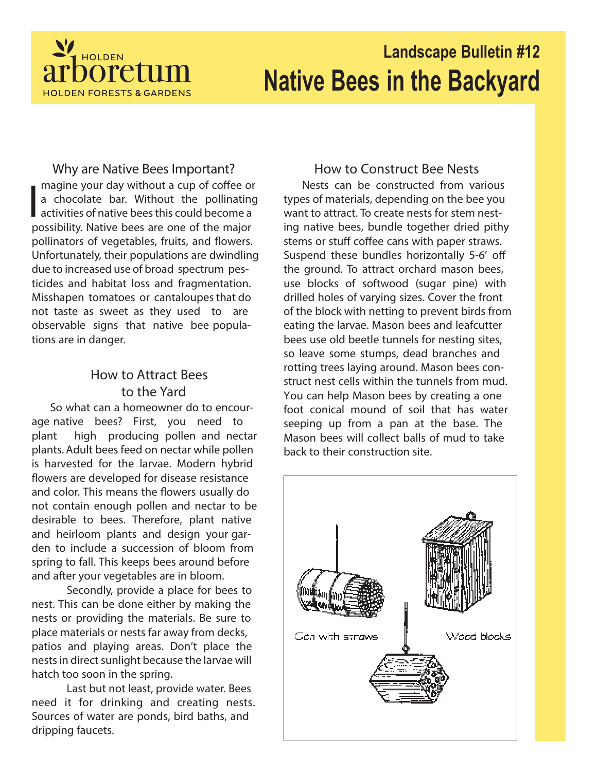HOLDEN arboretum
HOLDEN FORESTS & GARDENS

# Landscape Bulletin #12
# Native Bees in the Backyard

## Why are Native Bees Important?

Imagine your day without a cup of coffee or a chocolate bar. Without the pollinating activities of native bees this could become a possibility. Native bees are one of the major pollinators of vegetables, fruits, and flowers. Unfortunately, their populations are dwindling due to increased use of broad spectrum pesticides and habitat loss and fragmentation. Misshapen tomatoes or cantaloupes that do not taste as sweet as they used to are observable signs that native bee populations are in danger.

## How to Attract Bees to the Yard

So what can a homeowner do to encourage native bees? First, you need to plant high producing pollen and nectar plants. Adult bees feed on nectar while pollen is harvested for the larvae. Modern hybrid flowers are developed for disease resistance and color. This means the flowers usually do not contain enough pollen and nectar to be desirable to bees. Therefore, plant native and heirloom plants and design your garden to include a succession of bloom from spring to fall. This keeps bees around before and after your vegetables are in bloom.

Secondly, provide a place for bees to nest. This can be done either by making the nests or providing the materials. Be sure to place materials or nests far away from decks, patios and playing areas. Don't place the nests in direct sunlight because the larvae will hatch too soon in the spring.

Last but not least, provide water. Bees need it for drinking and creating nests. Sources of water are ponds, bird baths, and dripping faucets.

## How to Construct Bee Nests

Nests can be constructed from various types of materials, depending on the bee you want to attract. To create nests for stem nesting native bees, bundle together dried pithy stems or stuff coffee cans with paper straws. Suspend these bundles horizontally 5-6' off the ground. To attract orchard mason bees, use blocks of softwood (sugar pine) with drilled holes of varying sizes. Cover the front of the block with netting to prevent birds from eating the larvae. Mason bees and leafcutter bees use old beetle tunnels for nesting sites, so leave some stumps, dead branches and rotting trees laying around. Mason bees construct nest cells within the tunnels from mud. You can help Mason bees by creating a one foot conical mound of soil that has water seeping up from a pan at the base. The Mason bees will collect balls of mud to take back to their construction site.

Can with straws

Wood blocks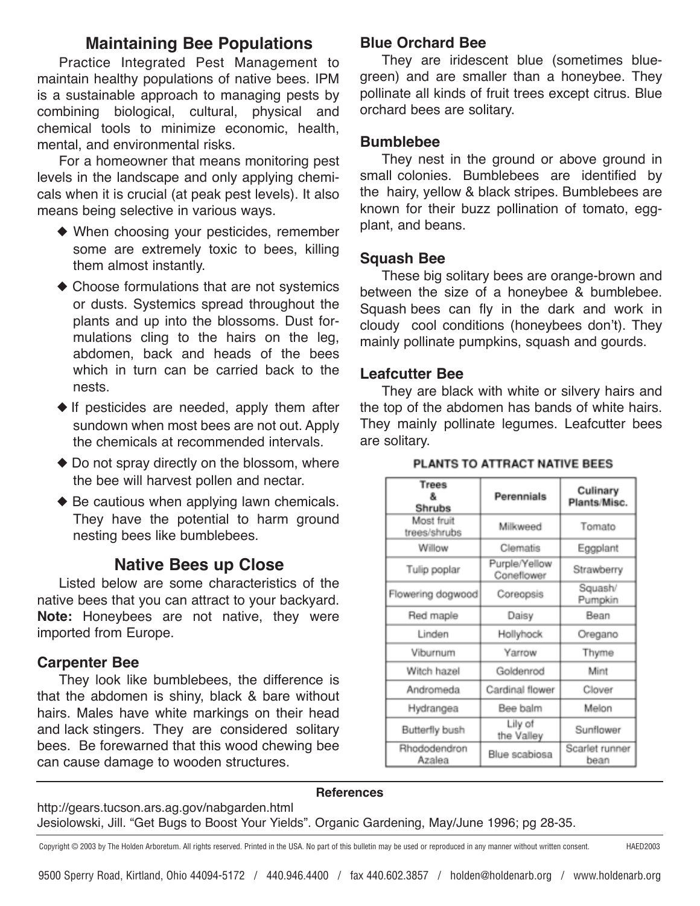## Maintaining Bee Populations

Practice Integrated Pest Management to maintain healthy populations of native bees. IPM is a sustainable approach to managing pests by combining biological, cultural, physical and chemical tools to minimize economic, health, mental, and environmental risks.

For a homeowner that means monitoring pest levels in the landscape and only applying chemicals when it is crucial (at peak pest levels). It also means being selective in various ways.

- When choosing your pesticides, remember some are extremely toxic to bees, killing them almost instantly.
- Choose formulations that are not systemics or dusts. Systemics spread throughout the plants and up into the blossoms. Dust formulations cling to the hairs on the leg, abdomen, back and heads of the bees which in turn can be carried back to the nests.
- If pesticides are needed, apply them after sundown when most bees are not out. Apply the chemicals at recommended intervals.
- Do not spray directly on the blossom, where the bee will harvest pollen and nectar.
- Be cautious when applying lawn chemicals. They have the potential to harm ground nesting bees like bumblebees.

## Native Bees up Close

Listed below are some characteristics of the native bees that you can attract to your backyard. **Note:** Honeybees are not native, they were imported from Europe.

### Carpenter Bee

They look like bumblebees, the difference is that the abdomen is shiny, black & bare without hairs. Males have white markings on their head and lack stingers. They are considered solitary bees. Be forewarned that this wood chewing bee can cause damage to wooden structures.

### Blue Orchard Bee

They are iridescent blue (sometimes blue-green) and are smaller than a honeybee. They pollinate all kinds of fruit trees except citrus. Blue orchard bees are solitary.

### Bumblebee

They nest in the ground or above ground in small colonies. Bumblebees are identified by the hairy, yellow & black stripes. Bumblebees are known for their buzz pollination of tomato, eggplant, and beans.

### Squash Bee

These big solitary bees are orange-brown and between the size of a honeybee & bumblebee. Squash bees can fly in the dark and work in cloudy cool conditions (honeybees don't). They mainly pollinate pumpkins, squash and gourds.

### Leafcutter Bee

They are black with white or silvery hairs and the top of the abdomen has bands of white hairs. They mainly pollinate legumes. Leafcutter bees are solitary.

**PLANTS TO ATTRACT NATIVE BEES**

| Trees & Shrubs | Perennials | Culinary Plants/Misc. |
| --- | --- | --- |
| Most fruit trees/shrubs | Milkweed | Tomato |
| Willow | Clematis | Eggplant |
| Tulip poplar | Purple/Yellow Coneflower | Strawberry |
| Flowering dogwood | Coreopsis | Squash/ Pumpkin |
| Red maple | Daisy | Bean |
| Linden | Hollyhock | Oregano |
| Viburnum | Yarrow | Thyme |
| Witch hazel | Goldenrod | Mint |
| Andromeda | Cardinal flower | Clover |
| Hydrangea | Bee balm | Melon |
| Butterfly bush | Lily of the Valley | Sunflower |
| Rhododendron Azalea | Blue scabiosa | Scarlet runner bean |

**References**

http://gears.tucson.ars.ag.gov/nabgarden.html

Jesiolowski, Jill. "Get Bugs to Boost Your Yields". Organic Gardening, May/June 1996; pg 28-35.

Copyright © 2003 by The Holden Arboretum. All rights reserved. Printed in the USA. No part of this bulletin may be used or reproduced in any manner without written consent. HAED2003

9500 Sperry Road, Kirtland, Ohio 44094-5172 / 440.946.4400 / fax 440.602.3857 / holden@holdenarb.org / www.holdenarb.org